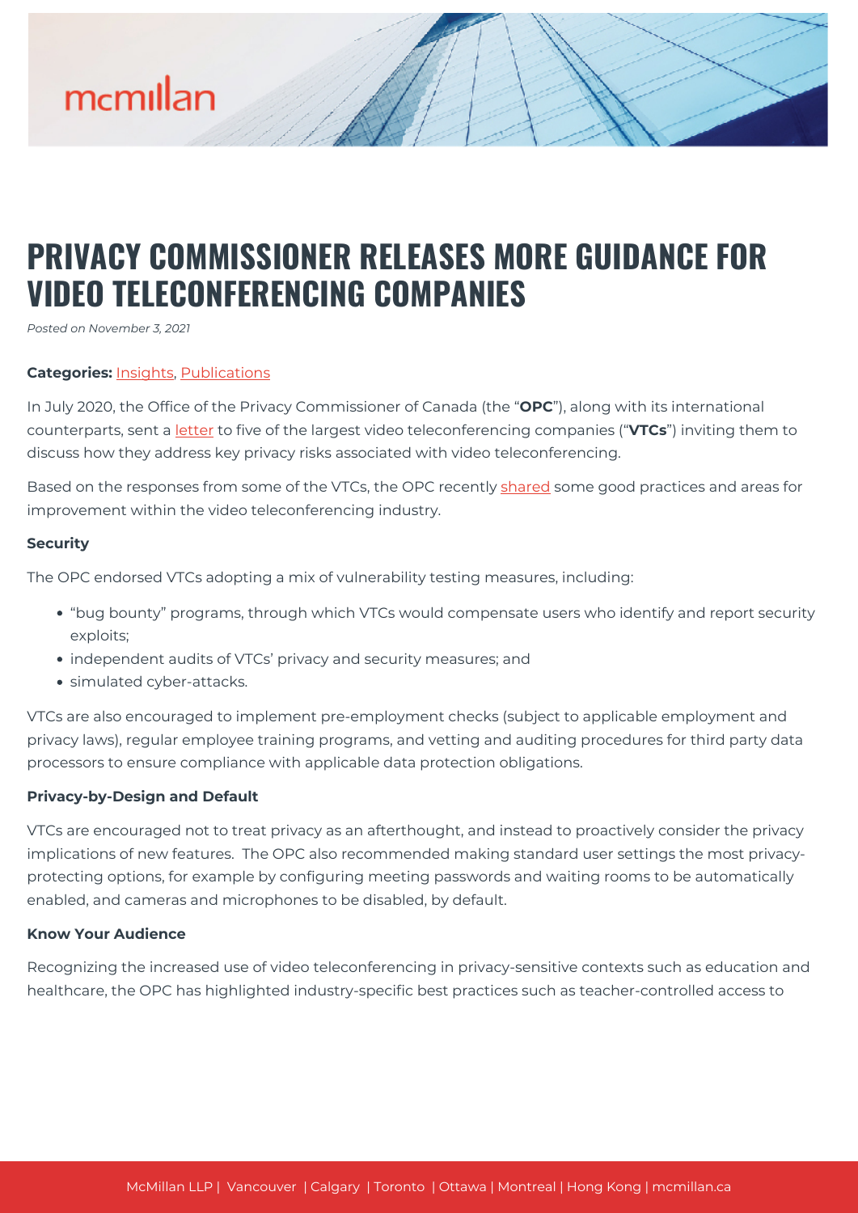# PRIVACY COMMISSIONER RELEASES MORE GUIDANCE FOR VIDEO TELECONFERENCING COMPANIES

*Posted on November 3, 2021*

**Categories:** Insights, Publications

In July 2020, the Office of the Privacy Commissioner of Canada (the "**OPC**"), along with its international counterparts, sent a letter to five of the largest video teleconferencing companies ("**VTCs**") inviting them to discuss how they address key privacy risks associated with video teleconferencing.

Based on the responses from some of the VTCs, the OPC recently shared some good practices and areas for improvement within the video teleconferencing industry.

**Security**

The OPC endorsed VTCs adopting a mix of vulnerability testing measures, including:

- "bug bounty" programs, through which VTCs would compensate users who identify and report security exploits;
- independent audits of VTCs' privacy and security measures; and
- simulated cyber-attacks.

VTCs are also encouraged to implement pre-employment checks (subject to applicable employment and privacy laws), regular employee training programs, and vetting and auditing procedures for third party data processors to ensure compliance with applicable data protection obligations.

**Privacy-by-Design and Default**

VTCs are encouraged not to treat privacy as an afterthought, and instead to proactively consider the privacy implications of new features. The OPC also recommended making standard user settings the most privacy-protecting options, for example by configuring meeting passwords and waiting rooms to be automatically enabled, and cameras and microphones to be disabled, by default.

**Know Your Audience**

Recognizing the increased use of video teleconferencing in privacy-sensitive contexts such as education and healthcare, the OPC has highlighted industry-specific best practices such as teacher-controlled access to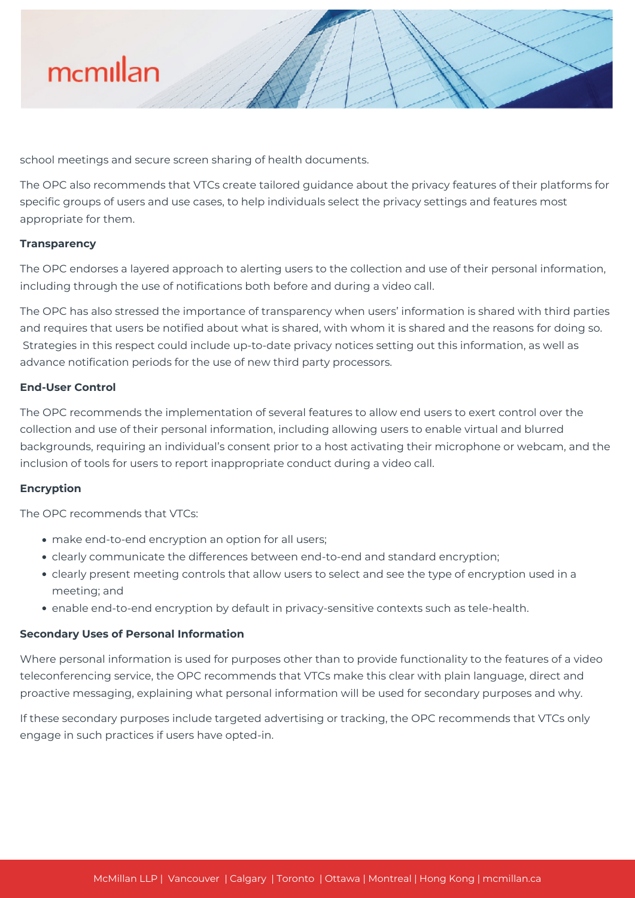school meetings and secure screen sharing of health documents.

The OPC also recommends that VTCs create tailored guidance about the privacy features of their platforms for specific groups of users and use cases, to help individuals select the privacy settings and features most appropriate for them.

**Transparency**

The OPC endorses a layered approach to alerting users to the collection and use of their personal information, including through the use of notifications both before and during a video call.

The OPC has also stressed the importance of transparency when users' information is shared with third parties and requires that users be notified about what is shared, with whom it is shared and the reasons for doing so. Strategies in this respect could include up-to-date privacy notices setting out this information, as well as advance notification periods for the use of new third party processors.

**End-User Control**

The OPC recommends the implementation of several features to allow end users to exert control over the collection and use of their personal information, including allowing users to enable virtual and blurred backgrounds, requiring an individual's consent prior to a host activating their microphone or webcam, and the inclusion of tools for users to report inappropriate conduct during a video call.

**Encryption**

The OPC recommends that VTCs:

- make end-to-end encryption an option for all users;
- clearly communicate the differences between end-to-end and standard encryption;
- clearly present meeting controls that allow users to select and see the type of encryption used in a meeting; and
- enable end-to-end encryption by default in privacy-sensitive contexts such as tele-health.

**Secondary Uses of Personal Information**

Where personal information is used for purposes other than to provide functionality to the features of a video teleconferencing service, the OPC recommends that VTCs make this clear with plain language, direct and proactive messaging, explaining what personal information will be used for secondary purposes and why.

If these secondary purposes include targeted advertising or tracking, the OPC recommends that VTCs only engage in such practices if users have opted-in.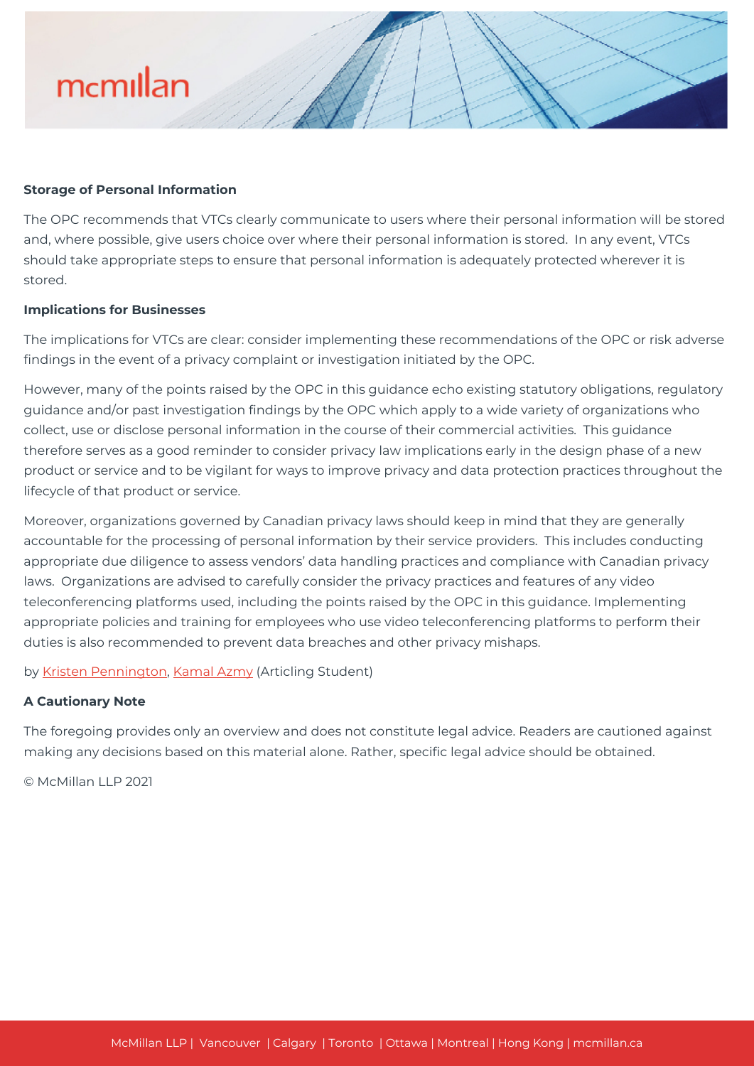**Storage of Personal Information**

The OPC recommends that VTCs clearly communicate to users where their personal information will be stored and, where possible, give users choice over where their personal information is stored. In any event, VTCs should take appropriate steps to ensure that personal information is adequately protected wherever it is stored.

**Implications for Businesses**

The implications for VTCs are clear: consider implementing these recommendations of the OPC or risk adverse findings in the event of a privacy complaint or investigation initiated by the OPC.

However, many of the points raised by the OPC in this guidance echo existing statutory obligations, regulatory guidance and/or past investigation findings by the OPC which apply to a wide variety of organizations who collect, use or disclose personal information in the course of their commercial activities. This guidance therefore serves as a good reminder to consider privacy law implications early in the design phase of a new product or service and to be vigilant for ways to improve privacy and data protection practices throughout the lifecycle of that product or service.

Moreover, organizations governed by Canadian privacy laws should keep in mind that they are generally accountable for the processing of personal information by their service providers. This includes conducting appropriate due diligence to assess vendors' data handling practices and compliance with Canadian privacy laws. Organizations are advised to carefully consider the privacy practices and features of any video teleconferencing platforms used, including the points raised by the OPC in this guidance. Implementing appropriate policies and training for employees who use video teleconferencing platforms to perform their duties is also recommended to prevent data breaches and other privacy mishaps.

by Kristen Pennington, Kamal Azmy (Articling Student)

**A Cautionary Note**

The foregoing provides only an overview and does not constitute legal advice. Readers are cautioned against making any decisions based on this material alone. Rather, specific legal advice should be obtained.

© McMillan LLP 2021